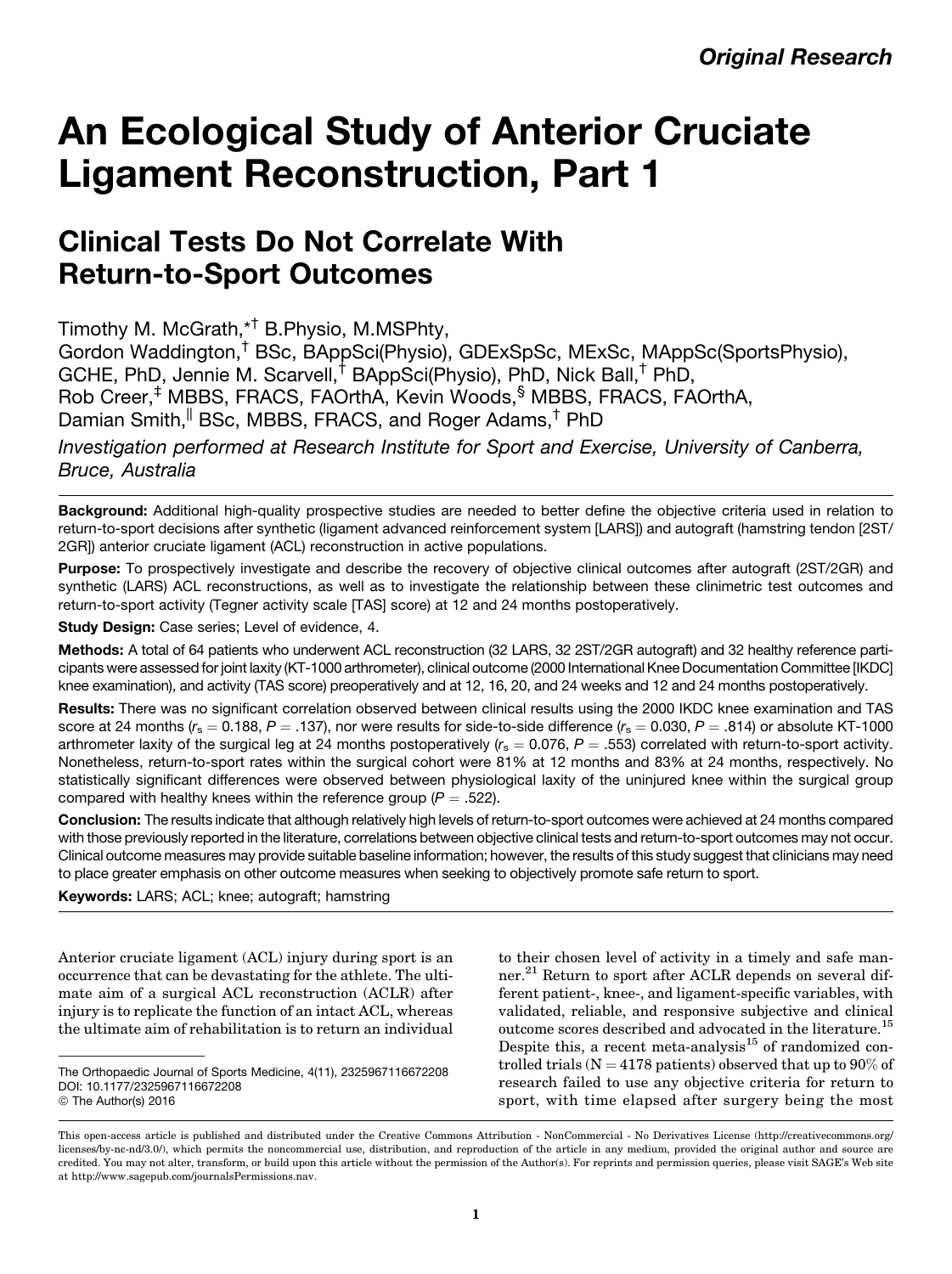*Original Research*

# An Ecological Study of Anterior Cruciate Ligament Reconstruction, Part 1

## Clinical Tests Do Not Correlate With Return-to-Sport Outcomes

Timothy M. McGrath,*† B.Physio, M.MSPhty, Gordon Waddington,† BSc, BAppSci(Physio), GDExSpSc, MExSc, MAppSc(SportsPhysio), GCHE, PhD, Jennie M. Scarvell,† BAppSci(Physio), PhD, Nick Ball,† PhD, Rob Creer,‡ MBBS, FRACS, FAOrthA, Kevin Woods,§ MBBS, FRACS, FAOrthA, Damian Smith,‖ BSc, MBBS, FRACS, and Roger Adams,† PhD

*Investigation performed at Research Institute for Sport and Exercise, University of Canberra, Bruce, Australia*

**Background:** Additional high-quality prospective studies are needed to better define the objective criteria used in relation to return-to-sport decisions after synthetic (ligament advanced reinforcement system [LARS]) and autograft (hamstring tendon [2ST/2GR]) anterior cruciate ligament (ACL) reconstruction in active populations.

**Purpose:** To prospectively investigate and describe the recovery of objective clinical outcomes after autograft (2ST/2GR) and synthetic (LARS) ACL reconstructions, as well as to investigate the relationship between these clinimetric test outcomes and return-to-sport activity (Tegner activity scale [TAS] score) at 12 and 24 months postoperatively.

**Study Design:** Case series; Level of evidence, 4.

**Methods:** A total of 64 patients who underwent ACL reconstruction (32 LARS, 32 2ST/2GR autograft) and 32 healthy reference participants were assessed for joint laxity (KT-1000 arthrometer), clinical outcome (2000 International Knee Documentation Committee [IKDC] knee examination), and activity (TAS score) preoperatively and at 12, 16, 20, and 24 weeks and 12 and 24 months postoperatively.

**Results:** There was no significant correlation observed between clinical results using the 2000 IKDC knee examination and TAS score at 24 months ($r_s = 0.188$, $P = .137$), nor were results for side-to-side difference ($r_s = 0.030$, $P = .814$) or absolute KT-1000 arthrometer laxity of the surgical leg at 24 months postoperatively ($r_s = 0.076$, $P = .553$) correlated with return-to-sport activity. Nonetheless, return-to-sport rates within the surgical cohort were 81% at 12 months and 83% at 24 months, respectively. No statistically significant differences were observed between physiological laxity of the uninjured knee within the surgical group compared with healthy knees within the reference group ($P = .522$).

**Conclusion:** The results indicate that although relatively high levels of return-to-sport outcomes were achieved at 24 months compared with those previously reported in the literature, correlations between objective clinical tests and return-to-sport outcomes may not occur. Clinical outcome measures may provide suitable baseline information; however, the results of this study suggest that clinicians may need to place greater emphasis on other outcome measures when seeking to objectively promote safe return to sport.

**Keywords:** LARS; ACL; knee; autograft; hamstring

Anterior cruciate ligament (ACL) injury during sport is an occurrence that can be devastating for the athlete. The ultimate aim of a surgical ACL reconstruction (ACLR) after injury is to replicate the function of an intact ACL, whereas the ultimate aim of rehabilitation is to return an individual to their chosen level of activity in a timely and safe manner.[21] Return to sport after ACLR depends on several different patient-, knee-, and ligament-specific variables, with validated, reliable, and responsive subjective and clinical outcome scores described and advocated in the literature.[15] Despite this, a recent meta-analysis[15] of randomized controlled trials (N = 4178 patients) observed that up to 90% of research failed to use any objective criteria for return to sport, with time elapsed after surgery being the most

The Orthopaedic Journal of Sports Medicine, 4(11), 2325967116672208
DOI: 10.1177/2325967116672208
© The Author(s) 2016

This open-access article is published and distributed under the Creative Commons Attribution - NonCommercial - No Derivatives License (http://creativecommons.org/licenses/by-nc-nd/3.0/), which permits the noncommercial use, distribution, and reproduction of the article in any medium, provided the original author and source are credited. You may not alter, transform, or build upon this article without the permission of the Author(s). For reprints and permission queries, please visit SAGE's Web site at http://www.sagepub.com/journalsPermissions.nav.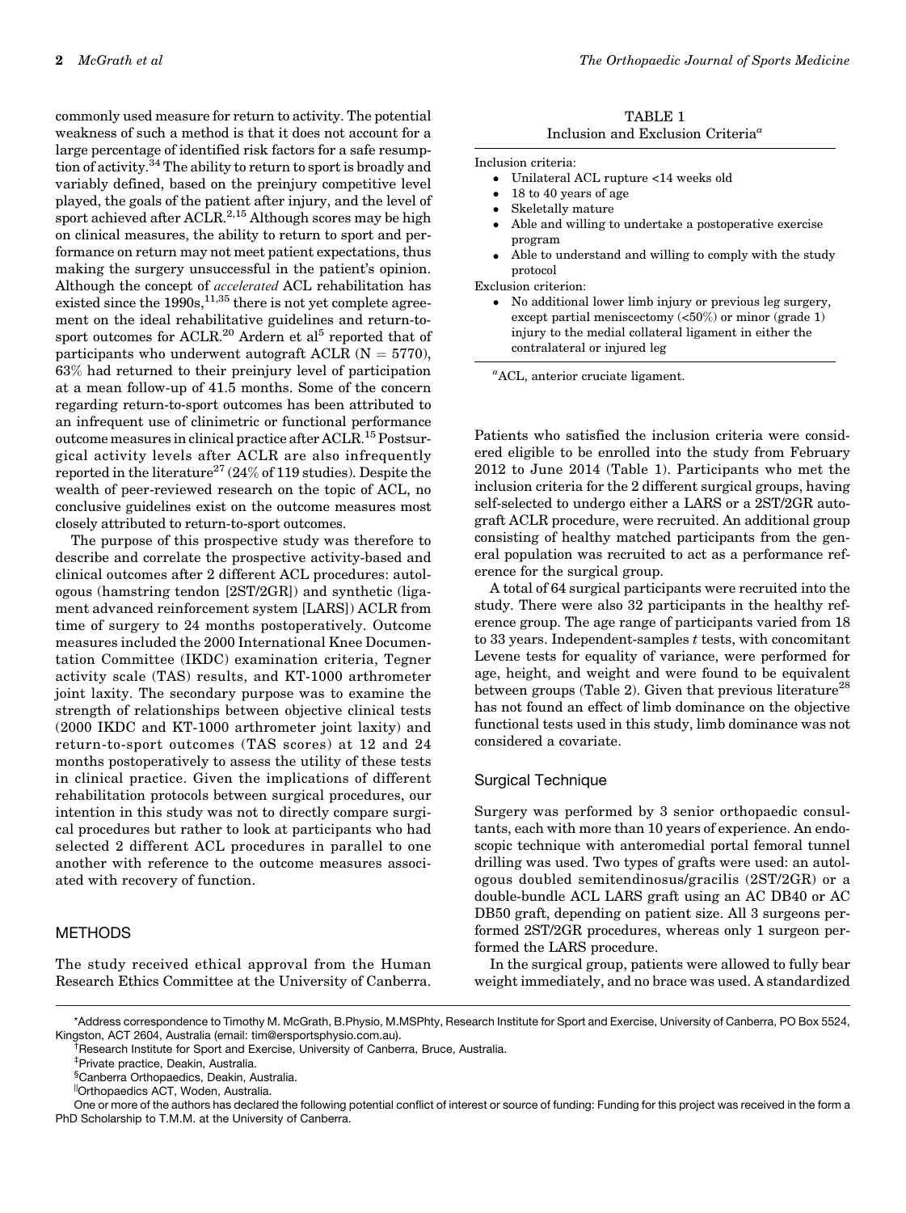commonly used measure for return to activity. The potential weakness of such a method is that it does not account for a large percentage of identified risk factors for a safe resumption of activity.[34] The ability to return to sport is broadly and variably defined, based on the preinjury competitive level played, the goals of the patient after injury, and the level of sport achieved after ACLR.[2,15] Although scores may be high on clinical measures, the ability to return to sport and performance on return may not meet patient expectations, thus making the surgery unsuccessful in the patient's opinion. Although the concept of *accelerated* ACL rehabilitation has existed since the 1990s,[11,35] there is not yet complete agreement on the ideal rehabilitative guidelines and return-to-sport outcomes for ACLR.[20] Ardern et al[5] reported that of participants who underwent autograft ACLR (N = 5770), 63% had returned to their preinjury level of participation at a mean follow-up of 41.5 months. Some of the concern regarding return-to-sport outcomes has been attributed to an infrequent use of clinimetric or functional performance outcome measures in clinical practice after ACLR.[15] Postsurgical activity levels after ACLR are also infrequently reported in the literature[27] (24% of 119 studies). Despite the wealth of peer-reviewed research on the topic of ACL, no conclusive guidelines exist on the outcome measures most closely attributed to return-to-sport outcomes.

The purpose of this prospective study was therefore to describe and correlate the prospective activity-based and clinical outcomes after 2 different ACL procedures: autologous (hamstring tendon [2ST/2GR]) and synthetic (ligament advanced reinforcement system [LARS]) ACLR from time of surgery to 24 months postoperatively. Outcome measures included the 2000 International Knee Documentation Committee (IKDC) examination criteria, Tegner activity scale (TAS) results, and KT-1000 arthrometer joint laxity. The secondary purpose was to examine the strength of relationships between objective clinical tests (2000 IKDC and KT-1000 arthrometer joint laxity) and return-to-sport outcomes (TAS scores) at 12 and 24 months postoperatively to assess the utility of these tests in clinical practice. Given the implications of different rehabilitation protocols between surgical procedures, our intention in this study was not to directly compare surgical procedures but rather to look at participants who had selected 2 different ACL procedures in parallel to one another with reference to the outcome measures associated with recovery of function.

## METHODS

The study received ethical approval from the Human Research Ethics Committee at the University of Canberra.

TABLE 1
Inclusion and Exclusion Criteria[a]

Inclusion criteria:

- Unilateral ACL rupture <14 weeks old
- 18 to 40 years of age
- Skeletally mature
- Able and willing to undertake a postoperative exercise program
- Able to understand and willing to comply with the study protocol

Exclusion criterion:

- No additional lower limb injury or previous leg surgery, except partial meniscectomy (<50%) or minor (grade 1) injury to the medial collateral ligament in either the contralateral or injured leg

[a]ACL, anterior cruciate ligament.

Patients who satisfied the inclusion criteria were considered eligible to be enrolled into the study from February 2012 to June 2014 (Table 1). Participants who met the inclusion criteria for the 2 different surgical groups, having self-selected to undergo either a LARS or a 2ST/2GR autograft ACLR procedure, were recruited. An additional group consisting of healthy matched participants from the general population was recruited to act as a performance reference for the surgical group.

A total of 64 surgical participants were recruited into the study. There were also 32 participants in the healthy reference group. The age range of participants varied from 18 to 33 years. Independent-samples $t$ tests, with concomitant Levene tests for equality of variance, were performed for age, height, and weight and were found to be equivalent between groups (Table 2). Given that previous literature[28] has not found an effect of limb dominance on the objective functional tests used in this study, limb dominance was not considered a covariate.

### Surgical Technique

Surgery was performed by 3 senior orthopaedic consultants, each with more than 10 years of experience. An endoscopic technique with anteromedial portal femoral tunnel drilling was used. Two types of grafts were used: an autologous doubled semitendinosus/gracilis (2ST/2GR) or a double-bundle ACL LARS graft using an AC DB40 or AC DB50 graft, depending on patient size. All 3 surgeons performed 2ST/2GR procedures, whereas only 1 surgeon performed the LARS procedure.

In the surgical group, patients were allowed to fully bear weight immediately, and no brace was used. A standardized

*Address correspondence to Timothy M. McGrath, B.Physio, M.MSPhty, Research Institute for Sport and Exercise, University of Canberra, PO Box 5524, Kingston, ACT 2604, Australia (email: tim@ersportsphysio.com.au).

†Research Institute for Sport and Exercise, University of Canberra, Bruce, Australia.

‡Private practice, Deakin, Australia.

§Canberra Orthopaedics, Deakin, Australia.

||Orthopaedics ACT, Woden, Australia.

One or more of the authors has declared the following potential conflict of interest or source of funding: Funding for this project was received in the form a PhD Scholarship to T.M.M. at the University of Canberra.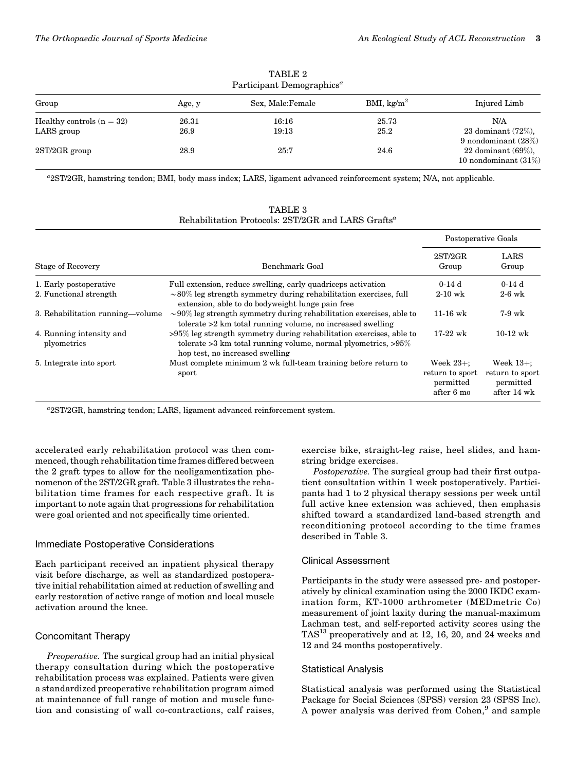TABLE 2
Participant Demographics[a]

| Group | Age, y | Sex, Male:Female | BMI, kg/m$^2$ | Injured Limb |
|---|---|---|---|---|
| Healthy controls (n = 32) | 26.31 | 16:16 | 25.73 | N/A |
| LARS group | 26.9 | 19:13 | 25.2 | 23 dominant (72%), 9 nondominant (28%) |
| 2ST/2GR group | 28.9 | 25:7 | 24.6 | 22 dominant (69%), 10 nondominant (31%) |

[a]2ST/2GR, hamstring tendon; BMI, body mass index; LARS, ligament advanced reinforcement system; N/A, not applicable.

TABLE 3
Rehabilitation Protocols: 2ST/2GR and LARS Grafts[a]

| | | Postoperative Goals | |
|---|---|---|---|
| Stage of Recovery | Benchmark Goal | 2ST/2GR Group | LARS Group |
| 1. Early postoperative | Full extension, reduce swelling, early quadriceps activation | 0-14 d | 0-14 d |
| 2. Functional strength | ~80% leg strength symmetry during rehabilitation exercises, full extension, able to do bodyweight lunge pain free | 2-10 wk | 2-6 wk |
| 3. Rehabilitation running—volume | ~90% leg strength symmetry during rehabilitation exercises, able to tolerate >2 km total running volume, no increased swelling | 11-16 wk | 7-9 wk |
| 4. Running intensity and plyometrics | >95% leg strength symmetry during rehabilitation exercises, able to tolerate >3 km total running volume, normal plyometrics, >95% hop test, no increased swelling | 17-22 wk | 10-12 wk |
| 5. Integrate into sport | Must complete minimum 2 wk full-team training before return to sport | Week 23+; return to sport permitted after 6 mo | Week 13+; return to sport permitted after 14 wk |

[a]2ST/2GR, hamstring tendon; LARS, ligament advanced reinforcement system.

accelerated early rehabilitation protocol was then commenced, though rehabilitation time frames differed between the 2 graft types to allow for the neoligamentization phenomenon of the 2ST/2GR graft. Table 3 illustrates the rehabilitation time frames for each respective graft. It is important to note again that progressions for rehabilitation were goal oriented and not specifically time oriented.

## Immediate Postoperative Considerations

Each participant received an inpatient physical therapy visit before discharge, as well as standardized postoperative initial rehabilitation aimed at reduction of swelling and early restoration of active range of motion and local muscle activation around the knee.

## Concomitant Therapy

*Preoperative.* The surgical group had an initial physical therapy consultation during which the postoperative rehabilitation process was explained. Patients were given a standardized preoperative rehabilitation program aimed at maintenance of full range of motion and muscle function and consisting of wall co-contractions, calf raises, exercise bike, straight-leg raise, heel slides, and hamstring bridge exercises.

*Postoperative.* The surgical group had their first outpatient consultation within 1 week postoperatively. Participants had 1 to 2 physical therapy sessions per week until full active knee extension was achieved, then emphasis shifted toward a standardized land-based strength and reconditioning protocol according to the time frames described in Table 3.

## Clinical Assessment

Participants in the study were assessed pre- and postoperatively by clinical examination using the 2000 IKDC examination form, KT-1000 arthrometer (MEDmetric Co) measurement of joint laxity during the manual-maximum Lachman test, and self-reported activity scores using the TAS[13] preoperatively and at 12, 16, 20, and 24 weeks and 12 and 24 months postoperatively.

## Statistical Analysis

Statistical analysis was performed using the Statistical Package for Social Sciences (SPSS) version 23 (SPSS Inc). A power analysis was derived from Cohen,[9] and sample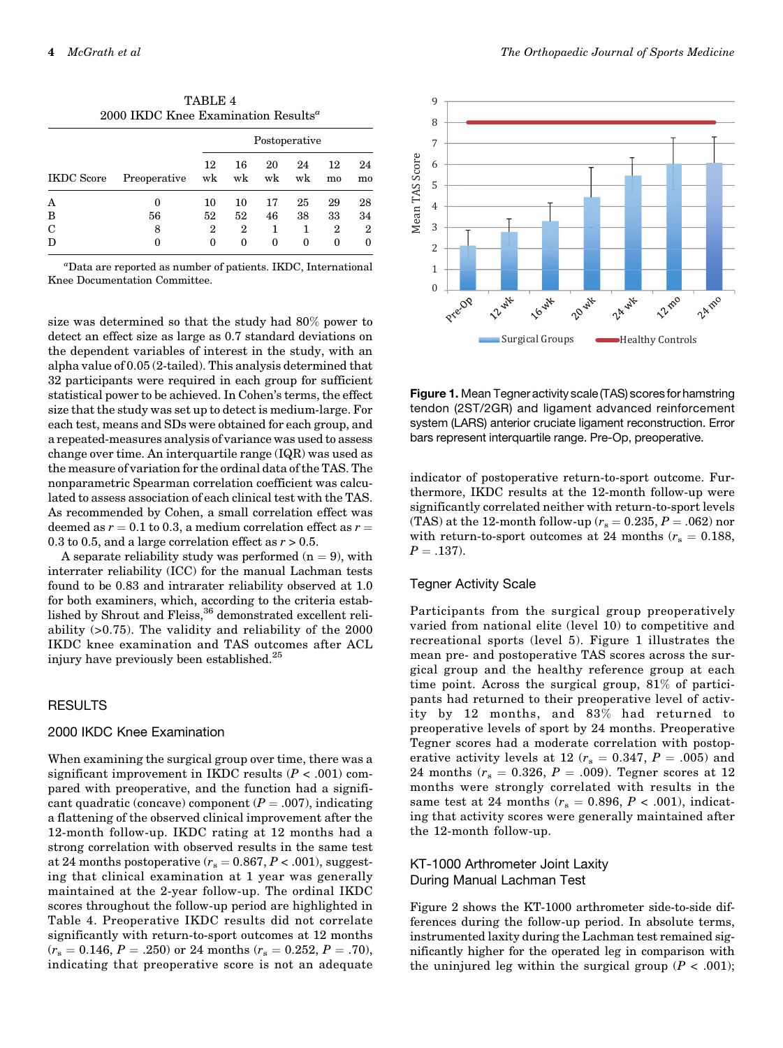TABLE 4
2000 IKDC Knee Examination Results[a]

| IKDC Score | Preoperative | Postoperative 12 wk | 16 wk | 20 wk | 24 wk | 12 mo | 24 mo |
|---|---|---|---|---|---|---|---|
| A | 0 | 10 | 10 | 17 | 25 | 29 | 28 |
| B | 56 | 52 | 52 | 46 | 38 | 33 | 34 |
| C | 8 | 2 | 2 | 1 | 1 | 2 | 2 |
| D | 0 | 0 | 0 | 0 | 0 | 0 | 0 |

[a]Data are reported as number of patients. IKDC, International Knee Documentation Committee.

size was determined so that the study had 80% power to detect an effect size as large as 0.7 standard deviations on the dependent variables of interest in the study, with an alpha value of 0.05 (2-tailed). This analysis determined that 32 participants were required in each group for sufficient statistical power to be achieved. In Cohen's terms, the effect size that the study was set up to detect is medium-large. For each test, means and SDs were obtained for each group, and a repeated-measures analysis of variance was used to assess change over time. An interquartile range (IQR) was used as the measure of variation for the ordinal data of the TAS. The nonparametric Spearman correlation coefficient was calculated to assess association of each clinical test with the TAS. As recommended by Cohen, a small correlation effect was deemed as $r$ = 0.1 to 0.3, a medium correlation effect as $r$ = 0.3 to 0.5, and a large correlation effect as $r > 0.5$.

A separate reliability study was performed (n = 9), with interrater reliability (ICC) for the manual Lachman tests found to be 0.83 and intrarater reliability observed at 1.0 for both examiners, which, according to the criteria established by Shrout and Fleiss,[36] demonstrated excellent reliability (>0.75). The validity and reliability of the 2000 IKDC knee examination and TAS outcomes after ACL injury have previously been established.[25]

## RESULTS

### 2000 IKDC Knee Examination

When examining the surgical group over time, there was a significant improvement in IKDC results ($P < .001$) compared with preoperative, and the function had a significant quadratic (concave) component ($P = .007$), indicating a flattening of the observed clinical improvement after the 12-month follow-up. IKDC rating at 12 months had a strong correlation with observed results in the same test at 24 months postoperative ($r_s = 0.867$, $P < .001$), suggesting that clinical examination at 1 year was generally maintained at the 2-year follow-up. The ordinal IKDC scores throughout the follow-up period are highlighted in Table 4. Preoperative IKDC results did not correlate significantly with return-to-sport outcomes at 12 months ($r_s = 0.146$, $P = .250$) or 24 months ($r_s = 0.252$, $P = .70$), indicating that preoperative score is not an adequate indicator of postoperative return-to-sport outcome. Furthermore, IKDC results at the 12-month follow-up were significantly correlated neither with return-to-sport levels (TAS) at the 12-month follow-up ($r_s = 0.235$, $P = .062$) nor with return-to-sport outcomes at 24 months ($r_s = 0.188$, $P = .137$).

**Figure 1.** Mean Tegner activity scale (TAS) scores for hamstring tendon (2ST/2GR) and ligament advanced reinforcement system (LARS) anterior cruciate ligament reconstruction. Error bars represent interquartile range. Pre-Op, preoperative.

### Tegner Activity Scale

Participants from the surgical group preoperatively varied from national elite (level 10) to competitive and recreational sports (level 5). Figure 1 illustrates the mean pre- and postoperative TAS scores across the surgical group and the healthy reference group at each time point. Across the surgical group, 81% of participants had returned to their preoperative level of activity by 12 months, and 83% had returned to preoperative levels of sport by 24 months. Preoperative Tegner scores had a moderate correlation with postoperative activity levels at 12 ($r_s = 0.347$, $P = .005$) and 24 months ($r_s = 0.326$, $P = .009$). Tegner scores at 12 months were strongly correlated with results in the same test at 24 months ($r_s = 0.896$, $P < .001$), indicating that activity scores were generally maintained after the 12-month follow-up.

### KT-1000 Arthrometer Joint Laxity During Manual Lachman Test

Figure 2 shows the KT-1000 arthrometer side-to-side differences during the follow-up period. In absolute terms, instrumented laxity during the Lachman test remained significantly higher for the operated leg in comparison with the uninjured leg within the surgical group ($P < .001$);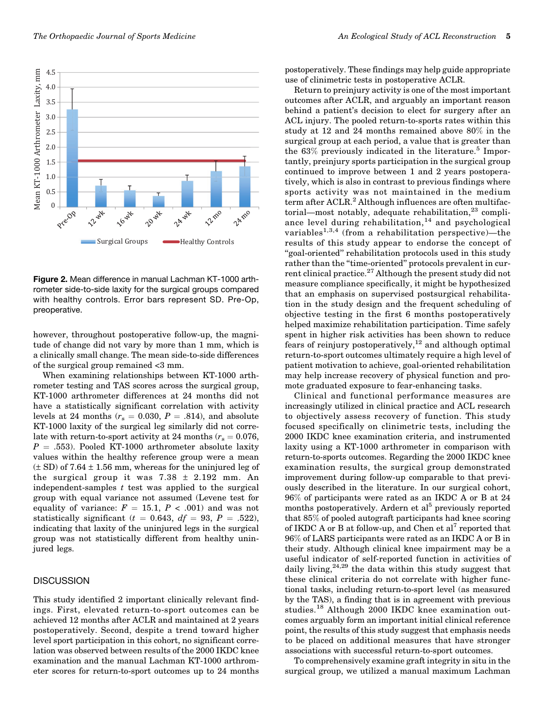Figure 2. Mean difference in manual Lachman KT-1000 arthrometer side-to-side laxity for the surgical groups compared with healthy controls. Error bars represent SD. Pre-Op, preoperative.

however, throughout postoperative follow-up, the magnitude of change did not vary by more than 1 mm, which is a clinically small change. The mean side-to-side differences of the surgical group remained <3 mm.

When examining relationships between KT-1000 arthrometer testing and TAS scores across the surgical group, KT-1000 arthrometer differences at 24 months did not have a statistically significant correlation with activity levels at 24 months ($r_s = 0.030$, $P = .814$), and absolute KT-1000 laxity of the surgical leg similarly did not correlate with return-to-sport activity at 24 months ($r_s = 0.076$, $P = .553$). Pooled KT-1000 arthrometer absolute laxity values within the healthy reference group were a mean (± SD) of 7.64 ± 1.56 mm, whereas for the uninjured leg of the surgical group it was 7.38 ± 2.192 mm. An independent-samples $t$ test was applied to the surgical group with equal variance not assumed (Levene test for equality of variance: $F = 15.1$, $P < .001$) and was not statistically significant ($t = 0.643$, $df = 93$, $P = .522$), indicating that laxity of the uninjured legs in the surgical group was not statistically different from healthy uninjured legs.

## DISCUSSION

This study identified 2 important clinically relevant findings. First, elevated return-to-sport outcomes can be achieved 12 months after ACLR and maintained at 2 years postoperatively. Second, despite a trend toward higher level sport participation in this cohort, no significant correlation was observed between results of the 2000 IKDC knee examination and the manual Lachman KT-1000 arthrometer scores for return-to-sport outcomes up to 24 months postoperatively. These findings may help guide appropriate use of clinimetric tests in postoperative ACLR.

Return to preinjury activity is one of the most important outcomes after ACLR, and arguably an important reason behind a patient's decision to elect for surgery after an ACL injury. The pooled return-to-sports rates within this study at 12 and 24 months remained above 80% in the surgical group at each period, a value that is greater than the 63% previously indicated in the literature.[5] Importantly, preinjury sports participation in the surgical group continued to improve between 1 and 2 years postoperatively, which is also in contrast to previous findings where sports activity was not maintained in the medium term after ACLR.[2] Although influences are often multifactorial—most notably, adequate rehabilitation,[23] compliance level during rehabilitation,[14] and psychological variables[1,3,4] (from a rehabilitation perspective)—the results of this study appear to endorse the concept of "goal-oriented" rehabilitation protocols used in this study rather than the "time-oriented" protocols prevalent in current clinical practice.[27] Although the present study did not measure compliance specifically, it might be hypothesized that an emphasis on supervised postsurgical rehabilitation in the study design and the frequent scheduling of objective testing in the first 6 months postoperatively helped maximize rehabilitation participation. Time safely spent in higher risk activities has been shown to reduce fears of reinjury postoperatively,[12] and although optimal return-to-sport outcomes ultimately require a high level of patient motivation to achieve, goal-oriented rehabilitation may help increase recovery of physical function and promote graduated exposure to fear-enhancing tasks.

Clinical and functional performance measures are increasingly utilized in clinical practice and ACL research to objectively assess recovery of function. This study focused specifically on clinimetric tests, including the 2000 IKDC knee examination criteria, and instrumented laxity using a KT-1000 arthrometer in comparison with return-to-sports outcomes. Regarding the 2000 IKDC knee examination results, the surgical group demonstrated improvement during follow-up comparable to that previously described in the literature. In our surgical cohort, 96% of participants were rated as an IKDC A or B at 24 months postoperatively. Ardern et al[5] previously reported that 85% of pooled autograft participants had knee scoring of IKDC A or B at follow-up, and Chen et al[7] reported that 96% of LARS participants were rated as an IKDC A or B in their study. Although clinical knee impairment may be a useful indicator of self-reported function in activities of daily living,[24,29] the data within this study suggest that these clinical criteria do not correlate with higher functional tasks, including return-to-sport level (as measured by the TAS), a finding that is in agreement with previous studies.[18] Although 2000 IKDC knee examination outcomes arguably form an important initial clinical reference point, the results of this study suggest that emphasis needs to be placed on additional measures that have stronger associations with successful return-to-sport outcomes.

To comprehensively examine graft integrity in situ in the surgical group, we utilized a manual maximum Lachman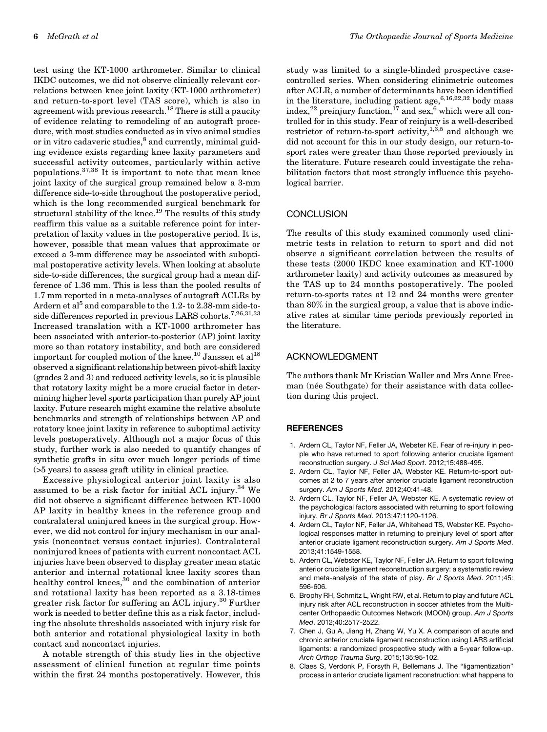test using the KT-1000 arthrometer. Similar to clinical IKDC outcomes, we did not observe clinically relevant correlations between knee joint laxity (KT-1000 arthrometer) and return-to-sport level (TAS score), which is also in agreement with previous research.[18] There is still a paucity of evidence relating to remodeling of an autograft procedure, with most studies conducted as in vivo animal studies or in vitro cadaveric studies,[8] and currently, minimal guiding evidence exists regarding knee laxity parameters and successful activity outcomes, particularly within active populations.[37,38] It is important to note that mean knee joint laxity of the surgical group remained below a 3-mm difference side-to-side throughout the postoperative period, which is the long recommended surgical benchmark for structural stability of the knee.[19] The results of this study reaffirm this value as a suitable reference point for interpretation of laxity values in the postoperative period. It is, however, possible that mean values that approximate or exceed a 3-mm difference may be associated with suboptimal postoperative activity levels. When looking at absolute side-to-side differences, the surgical group had a mean difference of 1.36 mm. This is less than the pooled results of 1.7 mm reported in a meta-analyses of autograft ACLRs by Ardern et al[5] and comparable to the 1.2- to 2.38-mm side-to-side differences reported in previous LARS cohorts.[7,26,31,33] Increased translation with a KT-1000 arthrometer has been associated with anterior-to-posterior (AP) joint laxity more so than rotatory instability, and both are considered important for coupled motion of the knee.[10] Janssen et al[18] observed a significant relationship between pivot-shift laxity (grades 2 and 3) and reduced activity levels, so it is plausible that rotatory laxity might be a more crucial factor in determining higher level sports participation than purely AP joint laxity. Future research might examine the relative absolute benchmarks and strength of relationships between AP and rotatory knee joint laxity in reference to suboptimal activity levels postoperatively. Although not a major focus of this study, further work is also needed to quantify changes of synthetic grafts in situ over much longer periods of time (>5 years) to assess graft utility in clinical practice.

Excessive physiological anterior joint laxity is also assumed to be a risk factor for initial ACL injury.[34] We did not observe a significant difference between KT-1000 AP laxity in healthy knees in the reference group and contralateral uninjured knees in the surgical group. However, we did not control for injury mechanism in our analysis (noncontact versus contact injuries). Contralateral noninjured knees of patients with current noncontact ACL injuries have been observed to display greater mean static anterior and internal rotational knee laxity scores than healthy control knees,[30] and the combination of anterior and rotational laxity has been reported as a 3.18-times greater risk factor for suffering an ACL injury.[30] Further work is needed to better define this as a risk factor, including the absolute thresholds associated with injury risk for both anterior and rotational physiological laxity in both contact and noncontact injuries.

A notable strength of this study lies in the objective assessment of clinical function at regular time points within the first 24 months postoperatively. However, this study was limited to a single-blinded prospective case-controlled series. When considering clinimetric outcomes after ACLR, a number of determinants have been identified in the literature, including patient age,[6,16,22,32] body mass index,[22] preinjury function,[17] and sex,[6] which were all controlled for in this study. Fear of reinjury is a well-described restrictor of return-to-sport activity,[1,3,5] and although we did not account for this in our study design, our return-to-sport rates were greater than those reported previously in the literature. Future research could investigate the rehabilitation factors that most strongly influence this psychological barrier.

## CONCLUSION

The results of this study examined commonly used clinimetric tests in relation to return to sport and did not observe a significant correlation between the results of these tests (2000 IKDC knee examination and KT-1000 arthrometer laxity) and activity outcomes as measured by the TAS up to 24 months postoperatively. The pooled return-to-sports rates at 12 and 24 months were greater than 80% in the surgical group, a value that is above indicative rates at similar time periods previously reported in the literature.

## ACKNOWLEDGMENT

The authors thank Mr Kristian Waller and Mrs Anne Freeman (née Southgate) for their assistance with data collection during this project.

## REFERENCES

1. Ardern CL, Taylor NF, Feller JA, Webster KE. Fear of re-injury in people who have returned to sport following anterior cruciate ligament reconstruction surgery. *J Sci Med Sport*. 2012;15:488-495.
2. Ardern CL, Taylor NF, Feller JA, Webster KE. Return-to-sport outcomes at 2 to 7 years after anterior cruciate ligament reconstruction surgery. *Am J Sports Med*. 2012;40:41-48.
3. Ardern CL, Taylor NF, Feller JA, Webster KE. A systematic review of the psychological factors associated with returning to sport following injury. *Br J Sports Med*. 2013;47:1120-1126.
4. Ardern CL, Taylor NF, Feller JA, Whitehead TS, Webster KE. Psychological responses matter in returning to preinjury level of sport after anterior cruciate ligament reconstruction surgery. *Am J Sports Med*. 2013;41:1549-1558.
5. Ardern CL, Webster KE, Taylor NF, Feller JA. Return to sport following anterior cruciate ligament reconstruction surgery: a systematic review and meta-analysis of the state of play. *Br J Sports Med*. 2011;45:596-606.
6. Brophy RH, Schmitz L, Wright RW, et al. Return to play and future ACL injury risk after ACL reconstruction in soccer athletes from the Multicenter Orthopaedic Outcomes Network (MOON) group. *Am J Sports Med*. 2012;40:2517-2522.
7. Chen J, Gu A, Jiang H, Zhang W, Yu X. A comparison of acute and chronic anterior cruciate ligament reconstruction using LARS artificial ligaments: a randomized prospective study with a 5-year follow-up. *Arch Orthop Trauma Surg*. 2015;135:95-102.
8. Claes S, Verdonk P, Forsyth R, Bellemans J. The "ligamentization" process in anterior cruciate ligament reconstruction: what happens to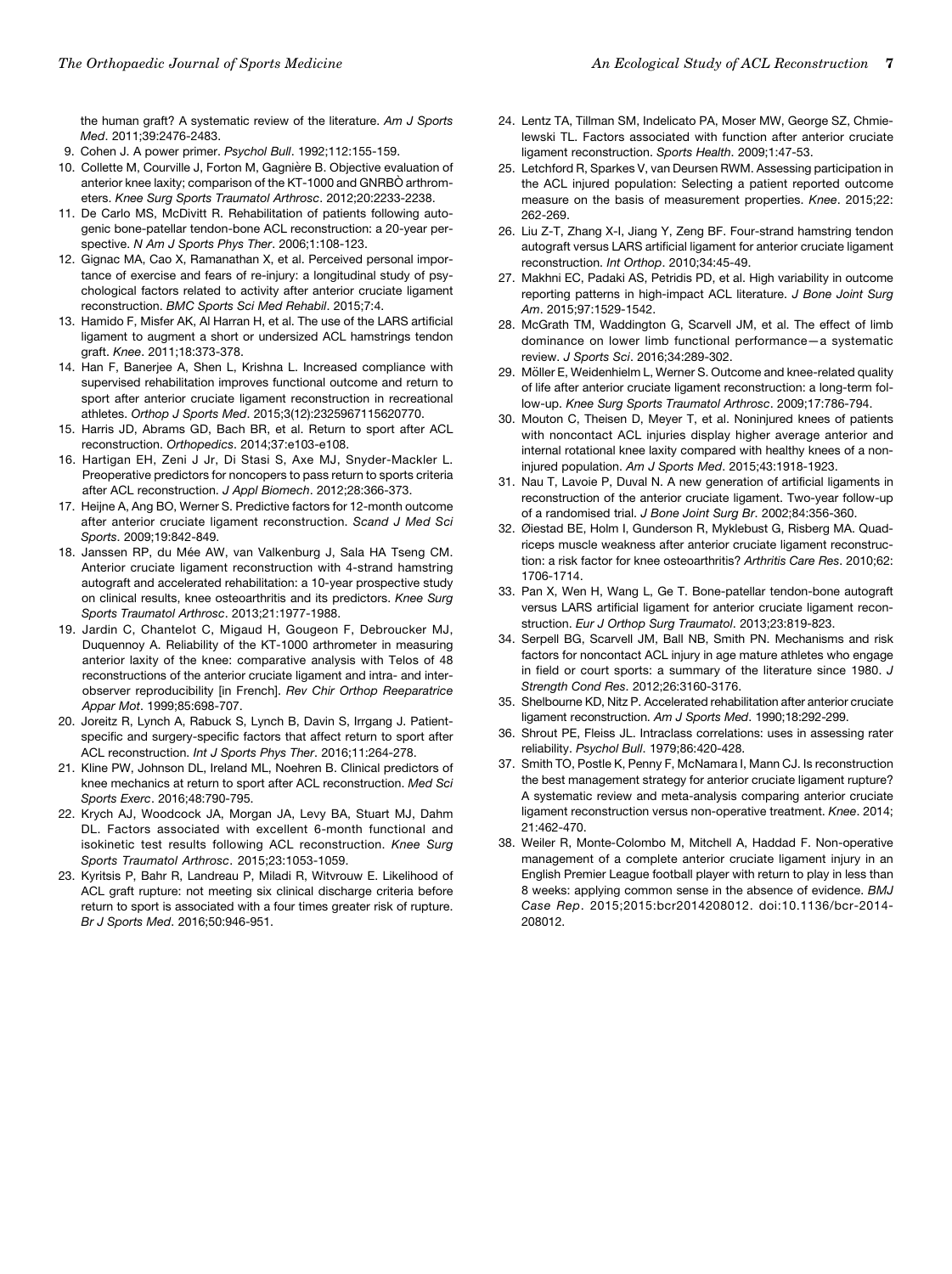the human graft? A systematic review of the literature. *Am J Sports Med*. 2011;39:2476-2483.

9. Cohen J. A power primer. *Psychol Bull*. 1992;112:155-159.
10. Collette M, Courville J, Forton M, Gagnière B. Objective evaluation of anterior knee laxity; comparison of the KT-1000 and GNRBÒ arthrometers. *Knee Surg Sports Traumatol Arthrosc*. 2012;20:2233-2238.
11. De Carlo MS, McDivitt R. Rehabilitation of patients following autogenic bone-patellar tendon-bone ACL reconstruction: a 20-year perspective. *N Am J Sports Phys Ther*. 2006;1:108-123.
12. Gignac MA, Cao X, Ramanathan X, et al. Perceived personal importance of exercise and fears of re-injury: a longitudinal study of psychological factors related to activity after anterior cruciate ligament reconstruction. *BMC Sports Sci Med Rehabil*. 2015;7:4.
13. Hamido F, Misfer AK, Al Harran H, et al. The use of the LARS artificial ligament to augment a short or undersized ACL hamstrings tendon graft. *Knee*. 2011;18:373-378.
14. Han F, Banerjee A, Shen L, Krishna L. Increased compliance with supervised rehabilitation improves functional outcome and return to sport after anterior cruciate ligament reconstruction in recreational athletes. *Orthop J Sports Med*. 2015;3(12):2325967115620770.
15. Harris JD, Abrams GD, Bach BR, et al. Return to sport after ACL reconstruction. *Orthopedics*. 2014;37:e103-e108.
16. Hartigan EH, Zeni J Jr, Di Stasi S, Axe MJ, Snyder-Mackler L. Preoperative predictors for noncopers to pass return to sports criteria after ACL reconstruction. *J Appl Biomech*. 2012;28:366-373.
17. Heijne A, Ang BO, Werner S. Predictive factors for 12-month outcome after anterior cruciate ligament reconstruction. *Scand J Med Sci Sports*. 2009;19:842-849.
18. Janssen RP, du Mée AW, van Valkenburg J, Sala HA Tseng CM. Anterior cruciate ligament reconstruction with 4-strand hamstring autograft and accelerated rehabilitation: a 10-year prospective study on clinical results, knee osteoarthritis and its predictors. *Knee Surg Sports Traumatol Arthrosc*. 2013;21:1977-1988.
19. Jardin C, Chantelot C, Migaud H, Gougeon F, Debroucker MJ, Duquennoy A. Reliability of the KT-1000 arthrometer in measuring anterior laxity of the knee: comparative analysis with Telos of 48 reconstructions of the anterior cruciate ligament and intra- and interobserver reproducibility [in French]. *Rev Chir Orthop Reeparatrice Appar Mot*. 1999;85:698-707.
20. Joreitz R, Lynch A, Rabuck S, Lynch B, Davin S, Irrgang J. Patient-specific and surgery-specific factors that affect return to sport after ACL reconstruction. *Int J Sports Phys Ther*. 2016;11:264-278.
21. Kline PW, Johnson DL, Ireland ML, Noehren B. Clinical predictors of knee mechanics at return to sport after ACL reconstruction. *Med Sci Sports Exerc*. 2016;48:790-795.
22. Krych AJ, Woodcock JA, Morgan JA, Levy BA, Stuart MJ, Dahm DL. Factors associated with excellent 6-month functional and isokinetic test results following ACL reconstruction. *Knee Surg Sports Traumatol Arthrosc*. 2015;23:1053-1059.
23. Kyritsis P, Bahr R, Landreau P, Miladi R, Witvrouw E. Likelihood of ACL graft rupture: not meeting six clinical discharge criteria before return to sport is associated with a four times greater risk of rupture. *Br J Sports Med*. 2016;50:946-951.
24. Lentz TA, Tillman SM, Indelicato PA, Moser MW, George SZ, Chmielewski TL. Factors associated with function after anterior cruciate ligament reconstruction. *Sports Health*. 2009;1:47-53.
25. Letchford R, Sparkes V, van Deursen RWM. Assessing participation in the ACL injured population: Selecting a patient reported outcome measure on the basis of measurement properties. *Knee*. 2015;22:262-269.
26. Liu Z-T, Zhang X-l, Jiang Y, Zeng BF. Four-strand hamstring tendon autograft versus LARS artificial ligament for anterior cruciate ligament reconstruction. *Int Orthop*. 2010;34:45-49.
27. Makhni EC, Padaki AS, Petridis PD, et al. High variability in outcome reporting patterns in high-impact ACL literature. *J Bone Joint Surg Am*. 2015;97:1529-1542.
28. McGrath TM, Waddington G, Scarvell JM, et al. The effect of limb dominance on lower limb functional performance—a systematic review. *J Sports Sci*. 2016;34:289-302.
29. Möller E, Weidenhielm L, Werner S. Outcome and knee-related quality of life after anterior cruciate ligament reconstruction: a long-term follow-up. *Knee Surg Sports Traumatol Arthrosc*. 2009;17:786-794.
30. Mouton C, Theisen D, Meyer T, et al. Noninjured knees of patients with noncontact ACL injuries display higher average anterior and internal rotational knee laxity compared with healthy knees of a noninjured population. *Am J Sports Med*. 2015;43:1918-1923.
31. Nau T, Lavoie P, Duval N. A new generation of artificial ligaments in reconstruction of the anterior cruciate ligament. Two-year follow-up of a randomised trial. *J Bone Joint Surg Br*. 2002;84:356-360.
32. Øiestad BE, Holm I, Gunderson R, Myklebust G, Risberg MA. Quadriceps muscle weakness after anterior cruciate ligament reconstruction: a risk factor for knee osteoarthritis? *Arthritis Care Res*. 2010;62:1706-1714.
33. Pan X, Wen H, Wang L, Ge T. Bone-patellar tendon-bone autograft versus LARS artificial ligament for anterior cruciate ligament reconstruction. *Eur J Orthop Surg Traumatol*. 2013;23:819-823.
34. Serpell BG, Scarvell JM, Ball NB, Smith PN. Mechanisms and risk factors for noncontact ACL injury in age mature athletes who engage in field or court sports: a summary of the literature since 1980. *J Strength Cond Res*. 2012;26:3160-3176.
35. Shelbourne KD, Nitz P. Accelerated rehabilitation after anterior cruciate ligament reconstruction. *Am J Sports Med*. 1990;18:292-299.
36. Shrout PE, Fleiss JL. Intraclass correlations: uses in assessing rater reliability. *Psychol Bull*. 1979;86:420-428.
37. Smith TO, Postle K, Penny F, McNamara I, Mann CJ. Is reconstruction the best management strategy for anterior cruciate ligament rupture? A systematic review and meta-analysis comparing anterior cruciate ligament reconstruction versus non-operative treatment. *Knee*. 2014;21:462-470.
38. Weiler R, Monte-Colombo M, Mitchell A, Haddad F. Non-operative management of a complete anterior cruciate ligament injury in an English Premier League football player with return to play in less than 8 weeks: applying common sense in the absence of evidence. *BMJ Case Rep*. 2015;2015:bcr2014208012. doi:10.1136/bcr-2014-208012.